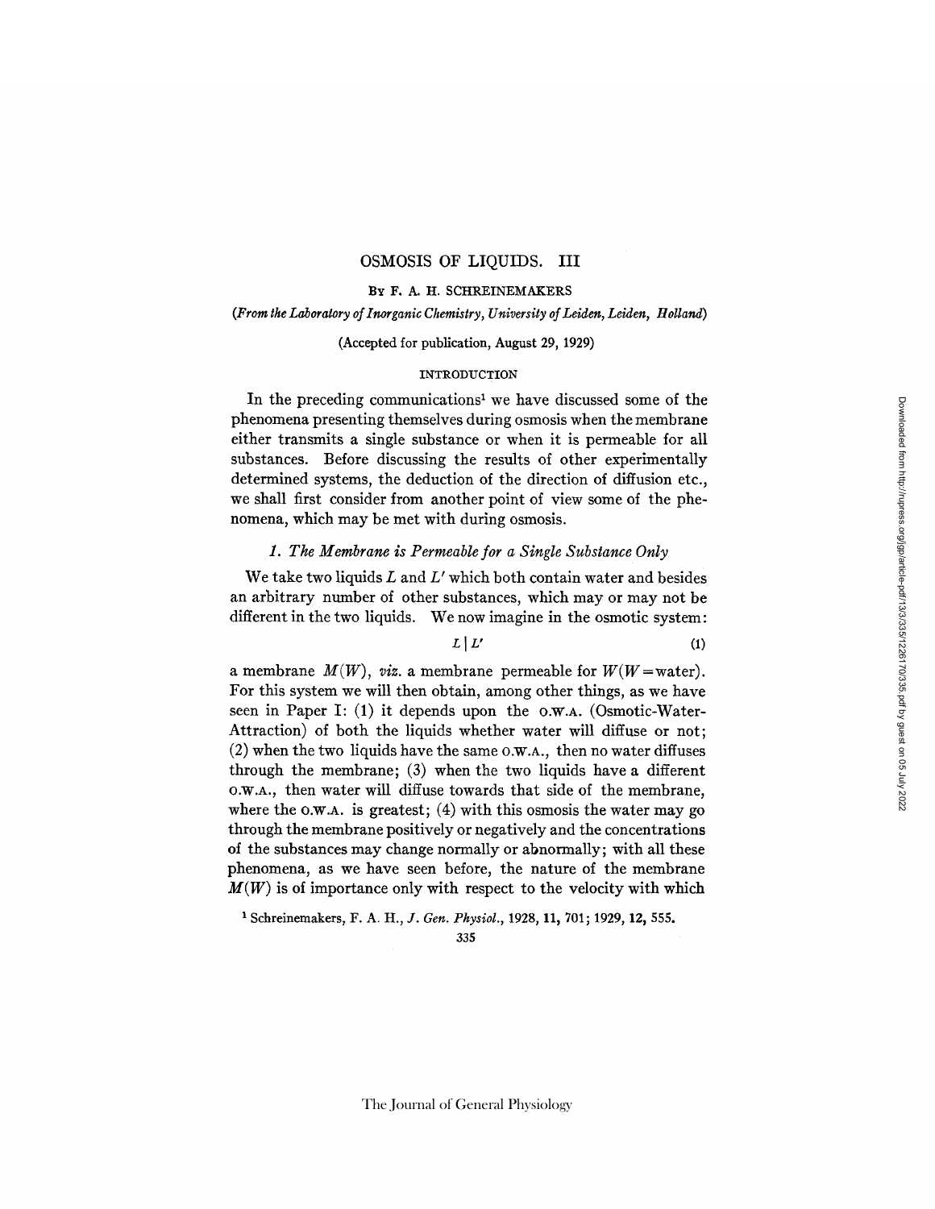# OSMOSIS OF LIQUIDS. III

By F. A. H. SCHREINEMAKERS

*(From the Laboratory of Inorganic Chemistry, University of Leiden, Leiden, Holland)*

(Accepted for publication, August 29, 1929)

## INTRODUCTION

In the preceding communications[1] we have discussed some of the phenomena presenting themselves during osmosis when the membrane either transmits a single substance or when it is permeable for all substances. Before discussing the results of other experimentally determined systems, the deduction of the direction of diffusion etc., we shall first consider from another point of view some of the phenomena, which may be met with during osmosis.

### *1. The Membrane is Permeable for a Single Substance Only*

We take two liquids $L$ and $L'$ which both contain water and besides an arbitrary number of other substances, which may or may not be different in the two liquids. We now imagine in the osmotic system:

$$L \mid L' \tag{1}$$

a membrane $M(W)$, *viz.* a membrane permeable for $W(W = \text{water})$. For this system we will then obtain, among other things, as we have seen in Paper I: (1) it depends upon the O.W.A. (Osmotic-Water-Attraction) of both the liquids whether water will diffuse or not; (2) when the two liquids have the same O.W.A., then no water diffuses through the membrane; (3) when the two liquids have a different O.W.A., then water will diffuse towards that side of the membrane, where the O.W.A. is greatest; (4) with this osmosis the water may go through the membrane positively or negatively and the concentrations of the substances may change normally or abnormally; with all these phenomena, as we have seen before, the nature of the membrane $M(W)$ is of importance only with respect to the velocity with which

[1] Schreinemakers, F. A. H., *J. Gen. Physiol.*, 1928, **11**, 701; 1929, **12**, 555.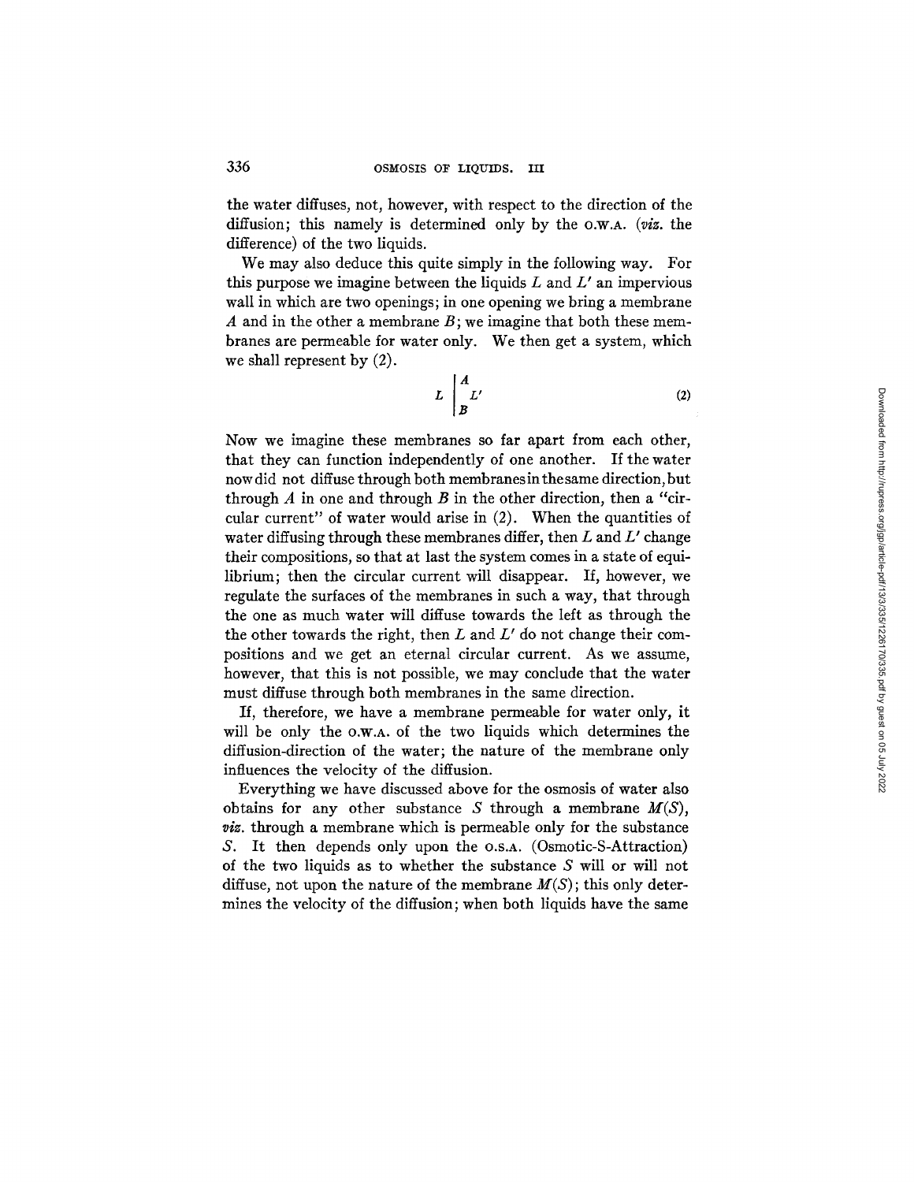the water diffuses, not, however, with respect to the direction of the diffusion; this namely is determined only by the O.W.A. (*viz.* the difference) of the two liquids.

We may also deduce this quite simply in the following way. For this purpose we imagine between the liquids $L$ and $L'$ an impervious wall in which are two openings; in one opening we bring a membrane $A$ and in the other a membrane $B$; we imagine that both these membranes are permeable for water only. We then get a system, which we shall represent by (2).

$$L \left| \begin{matrix} A \\ \quad L' \\ B \end{matrix} \right. \qquad (2)$$

Now we imagine these membranes so far apart from each other, that they can function independently of one another. If the water now did not diffuse through both membranes in the same direction, but through $A$ in one and through $B$ in the other direction, then a "circular current" of water would arise in (2). When the quantities of water diffusing through these membranes differ, then $L$ and $L'$ change their compositions, so that at last the system comes in a state of equilibrium; then the circular current will disappear. If, however, we regulate the surfaces of the membranes in such a way, that through the one as much water will diffuse towards the left as through the the other towards the right, then $L$ and $L'$ do not change their compositions and we get an eternal circular current. As we assume, however, that this is not possible, we may conclude that the water must diffuse through both membranes in the same direction.

If, therefore, we have a membrane permeable for water only, it will be only the O.W.A. of the two liquids which determines the diffusion-direction of the water; the nature of the membrane only influences the velocity of the diffusion.

Everything we have discussed above for the osmosis of water also obtains for any other substance $S$ through a membrane $M(S)$, *viz.* through a membrane which is permeable only for the substance $S$. It then depends only upon the O.S.A. (Osmotic-S-Attraction) of the two liquids as to whether the substance $S$ will or will not diffuse, not upon the nature of the membrane $M(S)$; this only determines the velocity of the diffusion; when both liquids have the same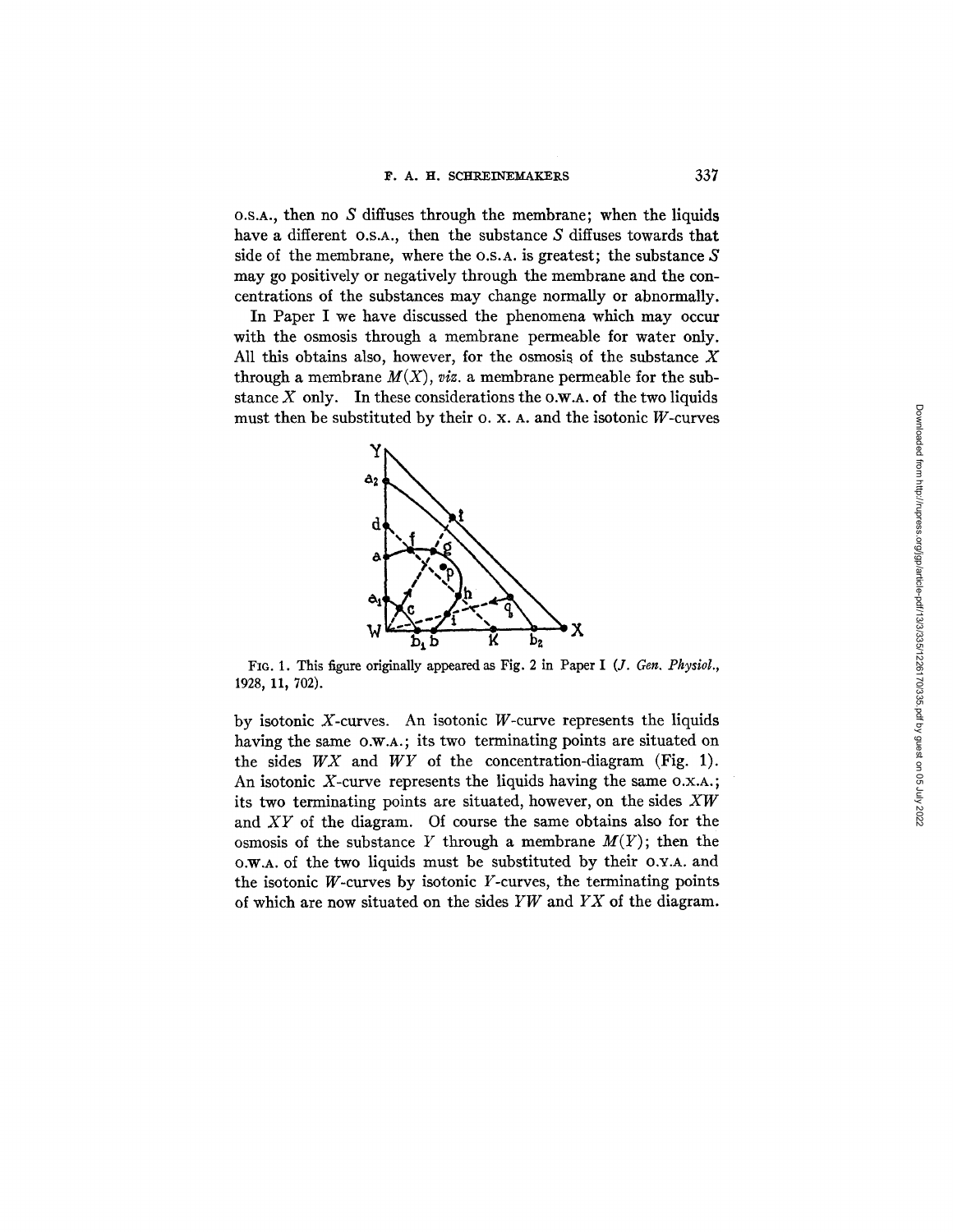O.S.A., then no $S$ diffuses through the membrane; when the liquids have a different O.S.A., then the substance $S$ diffuses towards that side of the membrane, where the O.S.A. is greatest; the substance $S$ may go positively or negatively through the membrane and the concentrations of the substances may change normally or abnormally.

In Paper I we have discussed the phenomena which may occur with the osmosis through a membrane permeable for water only. All this obtains also, however, for the osmosis of the substance $X$ through a membrane $M(X)$, *viz.* a membrane permeable for the substance $X$ only. In these considerations the O.W.A. of the two liquids must then be substituted by their O. X. A. and the isotonic $W$-curves

FIG. 1. This figure originally appeared as Fig. 2 in Paper I (*J. Gen. Physiol.*, 1928, **11**, 702).

by isotonic $X$-curves. An isotonic $W$-curve represents the liquids having the same O.W.A.; its two terminating points are situated on the sides $WX$ and $WY$ of the concentration-diagram (Fig. 1). An isotonic $X$-curve represents the liquids having the same O.X.A.; its two terminating points are situated, however, on the sides $XW$ and $XY$ of the diagram. Of course the same obtains also for the osmosis of the substance $Y$ through a membrane $M(Y)$; then the O.W.A. of the two liquids must be substituted by their O.Y.A. and the isotonic $W$-curves by isotonic $Y$-curves, the terminating points of which are now situated on the sides $YW$ and $YX$ of the diagram.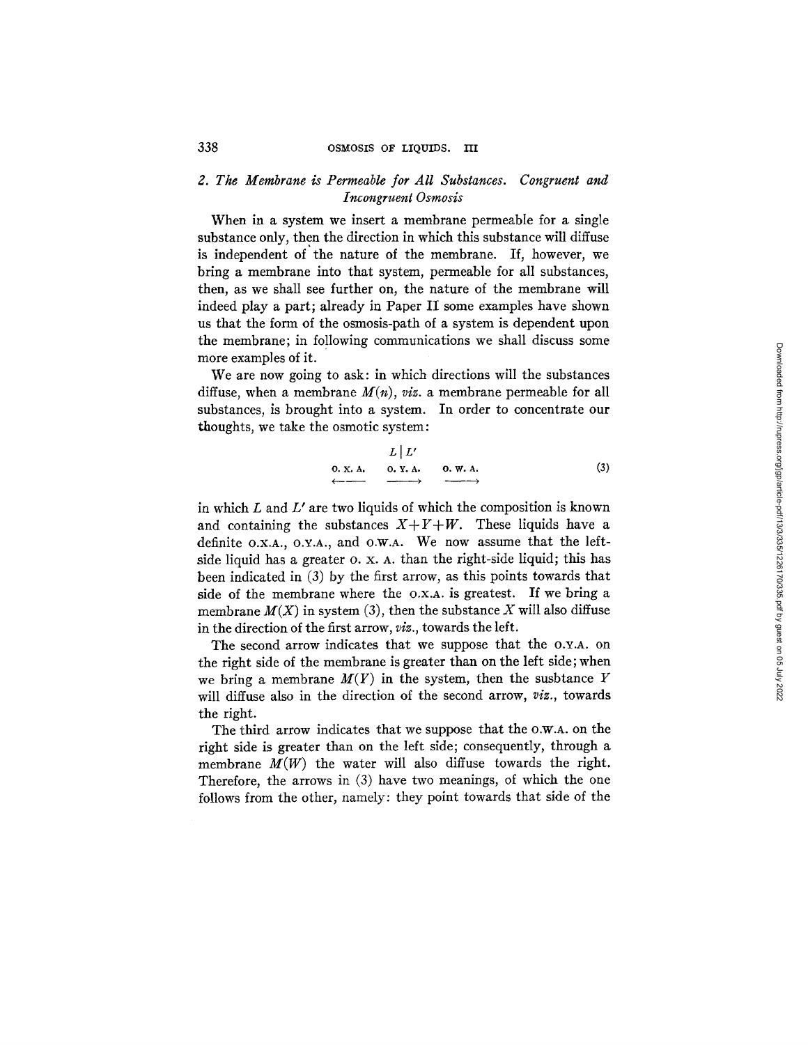## 2. *The Membrane is Permeable for All Substances. Congruent and Incongruent Osmosis*

When in a system we insert a membrane permeable for a single substance only, then the direction in which this substance will diffuse is independent of the nature of the membrane. If, however, we bring a membrane into that system, permeable for all substances, then, as we shall see further on, the nature of the membrane will indeed play a part; already in Paper II some examples have shown us that the form of the osmosis-path of a system is dependent upon the membrane; in following communications we shall discuss some more examples of it.

We are now going to ask: in which directions will the substances diffuse, when a membrane $M(n)$, *viz.* a membrane permeable for all substances, is brought into a system. In order to concentrate our thoughts, we take the osmotic system:

$$\begin{array}{ccc} & L \mid L' & \\ \text{O.X.A.} & \text{O.Y.A.} & \text{O.W.A.} \\ \longleftarrow & \longrightarrow & \longrightarrow \end{array} \tag{3}$$

in which $L$ and $L'$ are two liquids of which the composition is known and containing the substances $X+Y+W$. These liquids have a definite O.X.A., O.Y.A., and O.W.A. We now assume that the left-side liquid has a greater O.X.A. than the right-side liquid; this has been indicated in (3) by the first arrow, as this points towards that side of the membrane where the O.X.A. is greatest. If we bring a membrane $M(X)$ in system (3), then the substance $X$ will also diffuse in the direction of the first arrow, *viz.*, towards the left.

The second arrow indicates that we suppose that the O.Y.A. on the right side of the membrane is greater than on the left side; when we bring a membrane $M(Y)$ in the system, then the susbtance $Y$ will diffuse also in the direction of the second arrow, *viz.*, towards the right.

The third arrow indicates that we suppose that the O.W.A. on the right side is greater than on the left side; consequently, through a membrane $M(W)$ the water will also diffuse towards the right. Therefore, the arrows in (3) have two meanings, of which the one follows from the other, namely: they point towards that side of the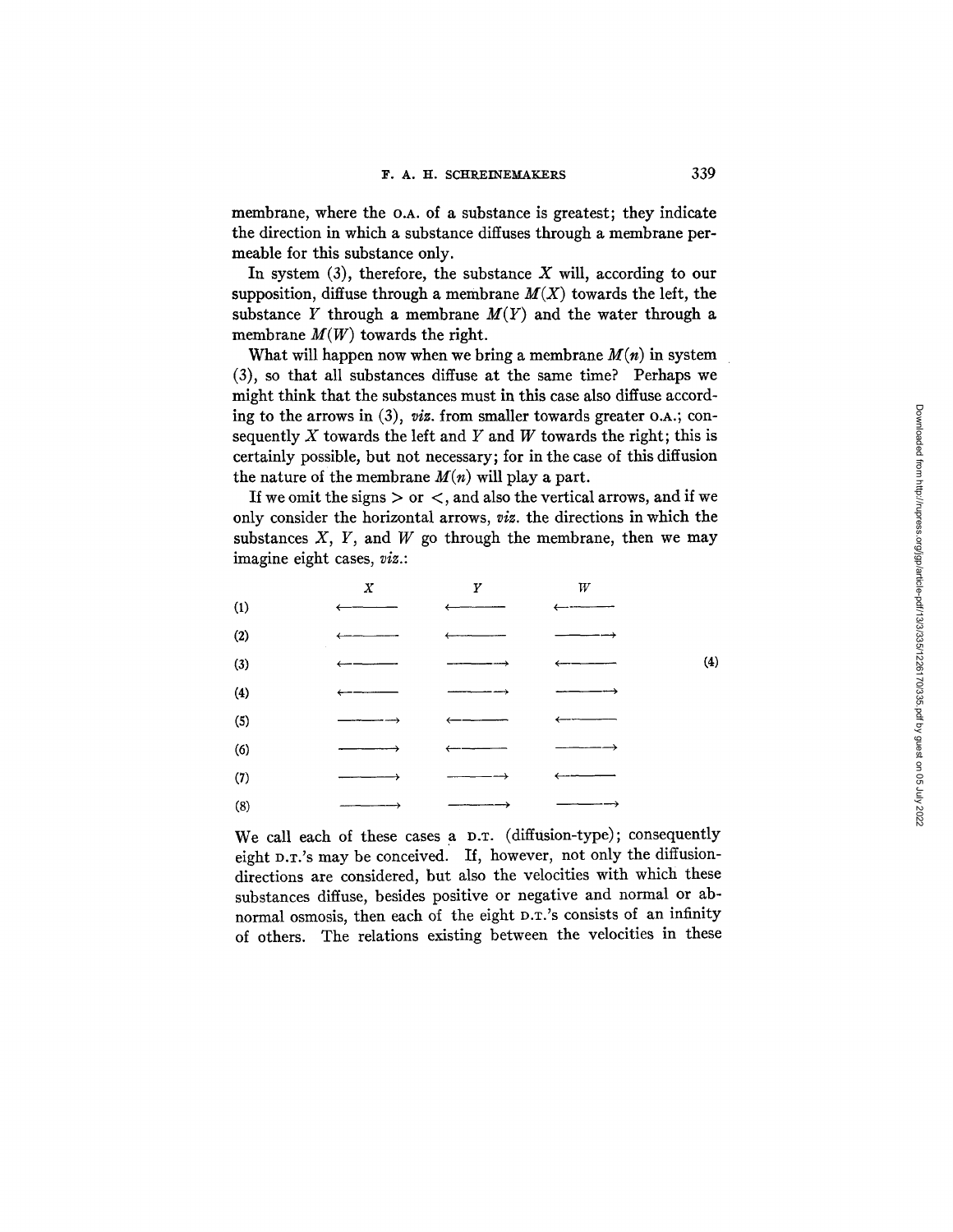membrane, where the O.A. of a substance is greatest; they indicate the direction in which a substance diffuses through a membrane permeable for this substance only.

In system (3), therefore, the substance $X$ will, according to our supposition, diffuse through a membrane $M(X)$ towards the left, the substance $Y$ through a membrane $M(Y)$ and the water through a membrane $M(W)$ towards the right.

What will happen now when we bring a membrane $M(n)$ in system (3), so that all substances diffuse at the same time? Perhaps we might think that the substances must in this case also diffuse according to the arrows in (3), *viz.* from smaller towards greater O.A.; consequently $X$ towards the left and $Y$ and $W$ towards the right; this is certainly possible, but not necessary; for in the case of this diffusion the nature of the membrane $M(n)$ will play a part.

If we omit the signs $>$ or $<$, and also the vertical arrows, and if we only consider the horizontal arrows, *viz.* the directions in which the substances $X$, $Y$, and $W$ go through the membrane, then we may imagine eight cases, *viz.*:

| | $X$ | $Y$ | $W$ |
|---|---|---|---|
| (1) | ⟵ | ⟵ | ⟵ |
| (2) | ⟵ | ⟵ | ⟶ |
| (3) | ⟵ | ⟶ | ⟵ |
| (4) | ⟵ | ⟶ | ⟶ |
| (5) | ⟶ | ⟵ | ⟵ |
| (6) | ⟶ | ⟵ | ⟶ |
| (7) | ⟶ | ⟶ | ⟵ |
| (8) | ⟶ | ⟶ | ⟶ |

(4)

We call each of these cases a D.T. (diffusion-type); consequently eight D.T.'s may be conceived. If, however, not only the diffusion-directions are considered, but also the velocities with which these substances diffuse, besides positive or negative and normal or abnormal osmosis, then each of the eight D.T.'s consists of an infinity of others. The relations existing between the velocities in these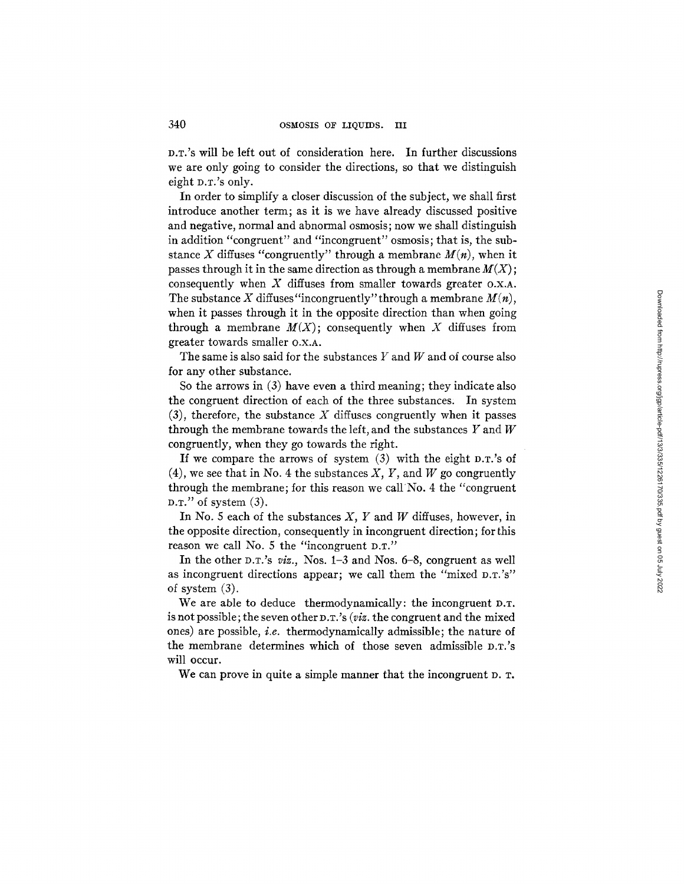D.T.'s will be left out of consideration here. In further discussions we are only going to consider the directions, so that we distinguish eight D.T.'s only.

In order to simplify a closer discussion of the subject, we shall first introduce another term; as it is we have already discussed positive and negative, normal and abnormal osmosis; now we shall distinguish in addition "congruent" and "incongruent" osmosis; that is, the substance $X$ diffuses "congruently" through a membrane $M(n)$, when it passes through it in the same direction as through a membrane $M(X)$; consequently when $X$ diffuses from smaller towards greater O.X.A. The substance $X$ diffuses "incongruently" through a membrane $M(n)$, when it passes through it in the opposite direction than when going through a membrane $M(X)$; consequently when $X$ diffuses from greater towards smaller O.X.A.

The same is also said for the substances $Y$ and $W$ and of course also for any other substance.

So the arrows in (3) have even a third meaning; they indicate also the congruent direction of each of the three substances. In system (3), therefore, the substance $X$ diffuses congruently when it passes through the membrane towards the left, and the substances $Y$ and $W$ congruently, when they go towards the right.

If we compare the arrows of system (3) with the eight D.T.'s of (4), we see that in No. 4 the substances $X$, $Y$, and $W$ go congruently through the membrane; for this reason we call No. 4 the "congruent D.T." of system (3).

In No. 5 each of the substances $X$, $Y$ and $W$ diffuses, however, in the opposite direction, consequently in incongruent direction; for this reason we call No. 5 the "incongruent D.T."

In the other D.T.'s *viz.*, Nos. 1–3 and Nos. 6–8, congruent as well as incongruent directions appear; we call them the "mixed D.T.'s" of system (3).

We are able to deduce thermodynamically: the incongruent D.T. is not possible; the seven other D.T.'s (*viz.* the congruent and the mixed ones) are possible, *i.e.* thermodynamically admissible; the nature of the membrane determines which of those seven admissible D.T.'s will occur.

We can prove in quite a simple manner that the incongruent D. T.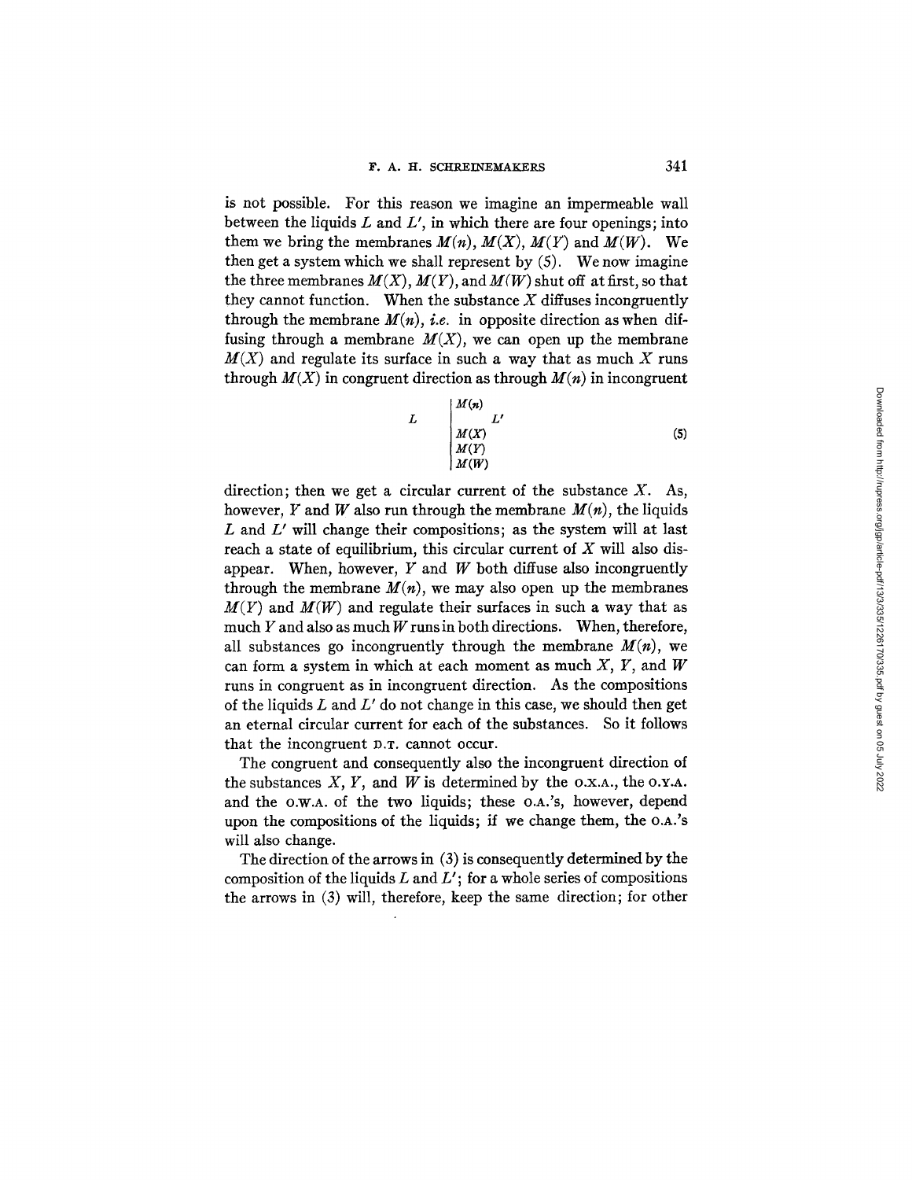is not possible. For this reason we imagine an impermeable wall between the liquids $L$ and $L'$, in which there are four openings; into them we bring the membranes $M(n)$, $M(X)$, $M(Y)$ and $M(W)$. We then get a system which we shall represent by (5). We now imagine the three membranes $M(X)$, $M(Y)$, and $M(W)$ shut off at first, so that they cannot function. When the substance $X$ diffuses incongruently through the membrane $M(n)$, *i.e.* in opposite direction as when diffusing through a membrane $M(X)$, we can open up the membrane $M(X)$ and regulate its surface in such a way that as much $X$ runs through $M(X)$ in congruent direction as through $M(n)$ in incongruent

$$L \quad \left| \begin{array}{l} M(n) \\ \qquad L' \\ M(X) \\ M(Y) \\ M(W) \end{array} \right. \qquad (5)$$

direction; then we get a circular current of the substance $X$. As, however, $Y$ and $W$ also run through the membrane $M(n)$, the liquids $L$ and $L'$ will change their compositions; as the system will at last reach a state of equilibrium, this circular current of $X$ will also disappear. When, however, $Y$ and $W$ both diffuse also incongruently through the membrane $M(n)$, we may also open up the membranes $M(Y)$ and $M(W)$ and regulate their surfaces in such a way that as much $Y$ and also as much $W$ runs in both directions. When, therefore, all substances go incongruently through the membrane $M(n)$, we can form a system in which at each moment as much $X$, $Y$, and $W$ runs in congruent as in incongruent direction. As the compositions of the liquids $L$ and $L'$ do not change in this case, we should then get an eternal circular current for each of the substances. So it follows that the incongruent D.T. cannot occur.

The congruent and consequently also the incongruent direction of the substances $X$, $Y$, and $W$ is determined by the O.X.A., the O.Y.A. and the O.W.A. of the two liquids; these O.A.'s, however, depend upon the compositions of the liquids; if we change them, the O.A.'s will also change.

The direction of the arrows in (3) is consequently determined by the composition of the liquids $L$ and $L'$; for a whole series of compositions the arrows in (3) will, therefore, keep the same direction; for other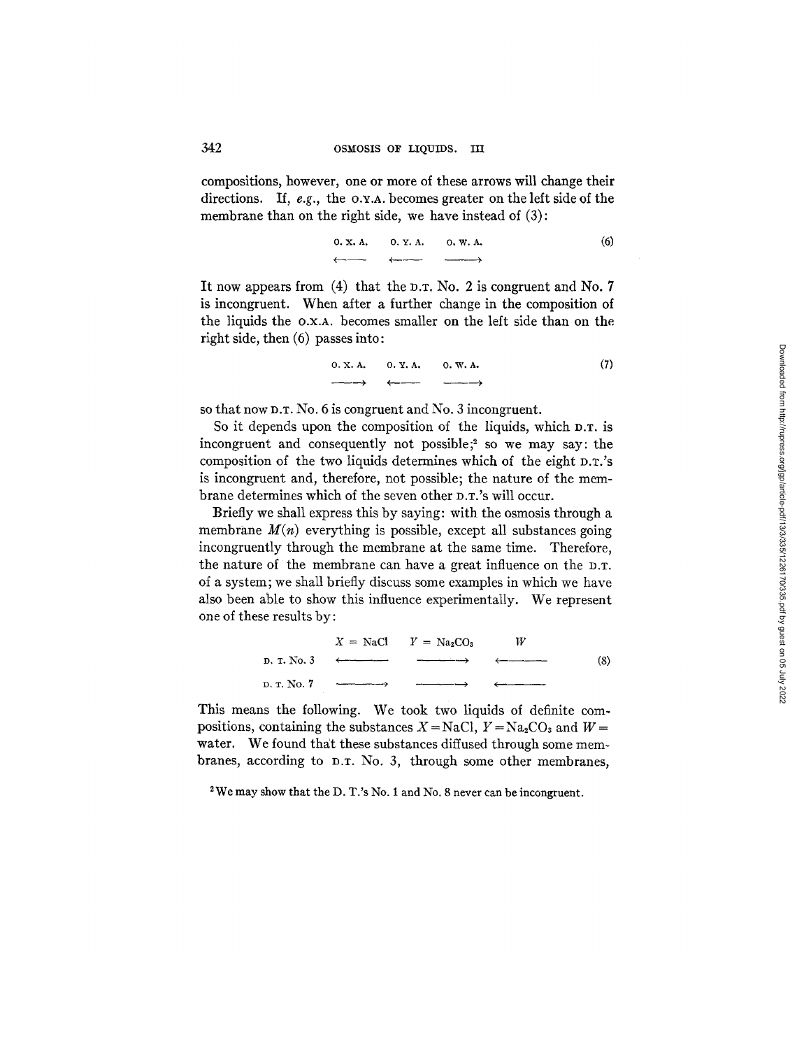compositions, however, one or more of these arrows will change their directions. If, *e.g.*, the O.Y.A. becomes greater on the left side of the membrane than on the right side, we have instead of (3):

$$\begin{array}{ccc} \text{O. X. A.} & \text{O. Y. A.} & \text{O. W. A.} \\ \longleftarrow & \longleftarrow & \longrightarrow \end{array} \qquad (6)$$

It now appears from (4) that the D.T. No. 2 is congruent and No. 7 is incongruent. When after a further change in the composition of the liquids the O.X.A. becomes smaller on the left side than on the right side, then (6) passes into:

$$\begin{array}{ccc} \text{O. X. A.} & \text{O. Y. A.} & \text{O. W. A.} \\ \longrightarrow & \longleftarrow & \longrightarrow \end{array} \qquad (7)$$

so that now D.T. No. 6 is congruent and No. 3 incongruent.

So it depends upon the composition of the liquids, which D.T. is incongruent and consequently not possible;[2] so we may say: the composition of the two liquids determines which of the eight D.T.'s is incongruent and, therefore, not possible; the nature of the membrane determines which of the seven other D.T.'s will occur.

Briefly we shall express this by saying: with the osmosis through a membrane $M(n)$ everything is possible, except all substances going incongruently through the membrane at the same time. Therefore, the nature of the membrane can have a great influence on the D.T. of a system; we shall briefly discuss some examples in which we have also been able to show this influence experimentally. We represent one of these results by:

$$\begin{array}{lccc} & X = \text{NaCl} & Y = \text{Na}_2\text{CO}_3 & W \\ \text{D. T. No. 3} & \longleftarrow & \longrightarrow & \longleftarrow \\ \text{D. T. No. 7} & \longrightarrow & \longrightarrow & \longleftarrow \end{array} \qquad (8)$$

This means the following. We took two liquids of definite compositions, containing the substances $X = NaCl$, $Y = Na_2CO_3$ and $W =$ water. We found that these substances diffused through some membranes, according to D.T. No. 3, through some other membranes,

[2] We may show that the D. T.'s No. 1 and No. 8 never can be incongruent.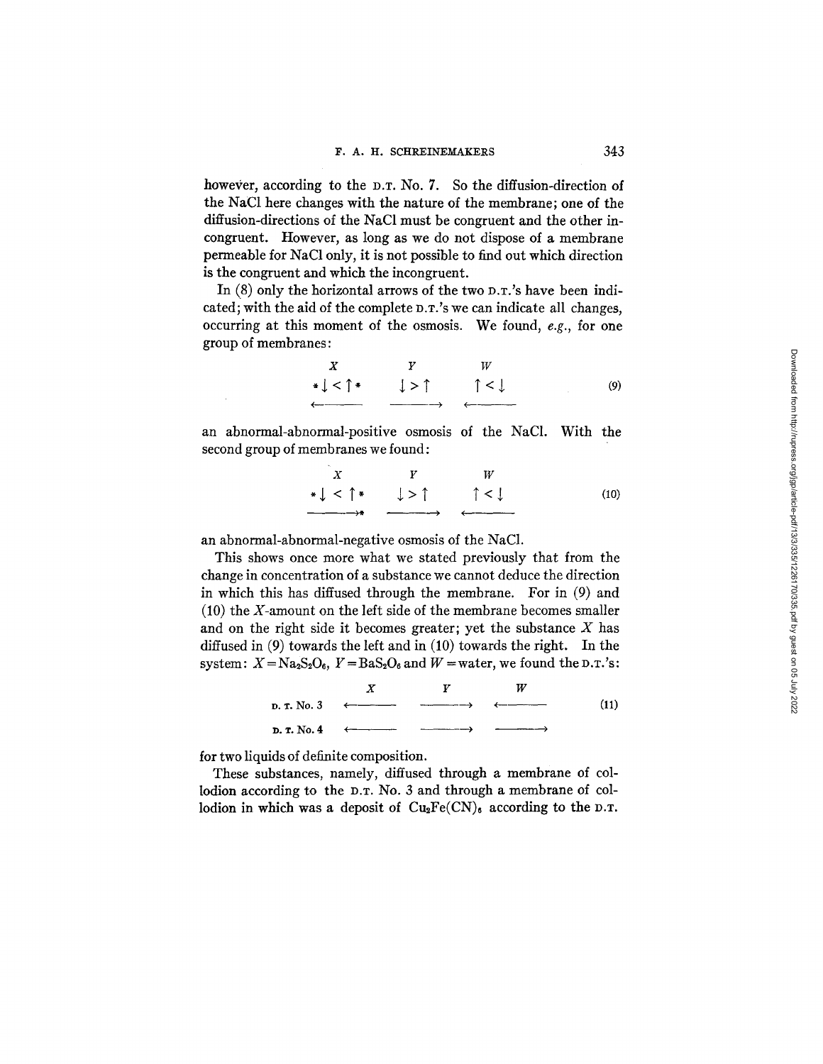however, according to the D.T. No. 7. So the diffusion-direction of the NaCl here changes with the nature of the membrane; one of the diffusion-directions of the NaCl must be congruent and the other incongruent. However, as long as we do not dispose of a membrane permeable for NaCl only, it is not possible to find out which direction is the congruent and which the incongruent.

In (8) only the horizontal arrows of the two D.T.'s have been indicated; with the aid of the complete D.T.'s we can indicate all changes, occurring at this moment of the osmosis. We found, *e.g.*, for one group of membranes:

$$\begin{array}{ccc} X & Y & W \\ *\downarrow < \uparrow * & \downarrow > \uparrow & \uparrow < \downarrow \\ \longleftarrow & \longrightarrow & \longleftarrow \end{array} \qquad (9)$$

an abnormal-abnormal-positive osmosis of the NaCl. With the second group of membranes we found:

$$\begin{array}{ccc} X & Y & W \\ *\downarrow < \uparrow * & \downarrow > \uparrow & \uparrow < \downarrow \\ \longrightarrow * & \longrightarrow & \longleftarrow \end{array} \qquad (10)$$

an abnormal-abnormal-negative osmosis of the NaCl.

This shows once more what we stated previously that from the change in concentration of a substance we cannot deduce the direction in which this has diffused through the membrane. For in (9) and (10) the $X$-amount on the left side of the membrane becomes smaller and on the right side it becomes greater; yet the substance $X$ has diffused in (9) towards the left and in (10) towards the right. In the system: $X = Na_2S_2O_6$, $Y = BaS_2O_6$ and $W$ = water, we found the D.T.'s:

$$\begin{array}{lccc} & X & Y & W \\ \text{D. T. No. 3} & \longleftarrow & \longrightarrow & \longleftarrow \\ \text{D. T. No. 4} & \longleftarrow & \longrightarrow & \longrightarrow \end{array} \qquad (11)$$

for two liquids of definite composition.

These substances, namely, diffused through a membrane of collodion according to the D.T. No. 3 and through a membrane of collodion in which was a deposit of $Cu_2Fe(CN)_6$ according to the D.T.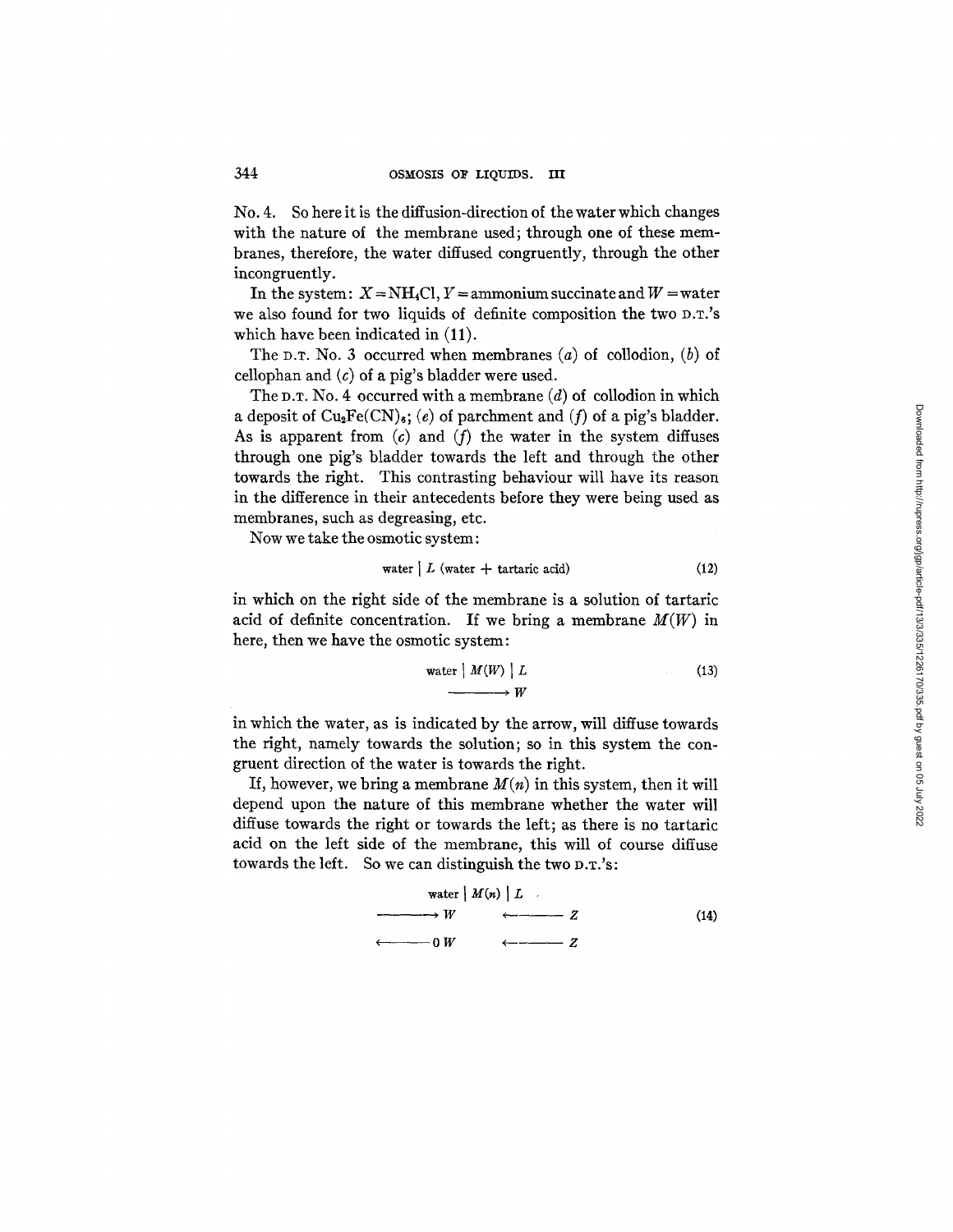No. 4. So here it is the diffusion-direction of the water which changes with the nature of the membrane used; through one of these membranes, therefore, the water diffused congruently, through the other incongruently.

In the system: $X = NH_4Cl$, $Y$ = ammonium succinate and $W$ = water we also found for two liquids of definite composition the two D.T.'s which have been indicated in (11).

The D.T. No. 3 occurred when membranes (*a*) of collodion, (*b*) of cellophan and (*c*) of a pig's bladder were used.

The D.T. No. 4 occurred with a membrane (*d*) of collodion in which a deposit of $Cu_2Fe(CN)_6$; (*e*) of parchment and (*f*) of a pig's bladder. As is apparent from (*c*) and (*f*) the water in the system diffuses through one pig's bladder towards the left and through the other towards the right. This contrasting behaviour will have its reason in the difference in their antecedents before they were being used as membranes, such as degreasing, etc.

Now we take the osmotic system:

$$\text{water} \mid L \text{ (water + tartaric acid)} \tag{12}$$

in which on the right side of the membrane is a solution of tartaric acid of definite concentration. If we bring a membrane $M(W)$ in here, then we have the osmotic system:

$$\begin{array}{c} \text{water} \mid M(W) \mid L \\ \xrightarrow{\hspace{3em}} W \end{array} \tag{13}$$

in which the water, as is indicated by the arrow, will diffuse towards the right, namely towards the solution; so in this system the congruent direction of the water is towards the right.

If, however, we bring a membrane $M(n)$ in this system, then it will depend upon the nature of this membrane whether the water will diffuse towards the right or towards the left; as there is no tartaric acid on the left side of the membrane, this will of course diffuse towards the left. So we can distinguish the two D.T.'s:

$$\begin{array}{cc} \multicolumn{2}{c}{\text{water} \mid M(n) \mid L} \\ \xrightarrow{\hspace{3em}} W & \xleftarrow{\hspace{3em}} Z \\ \xleftarrow{\hspace{3em}} 0\,W & \xleftarrow{\hspace{3em}} Z \end{array} \tag{14}$$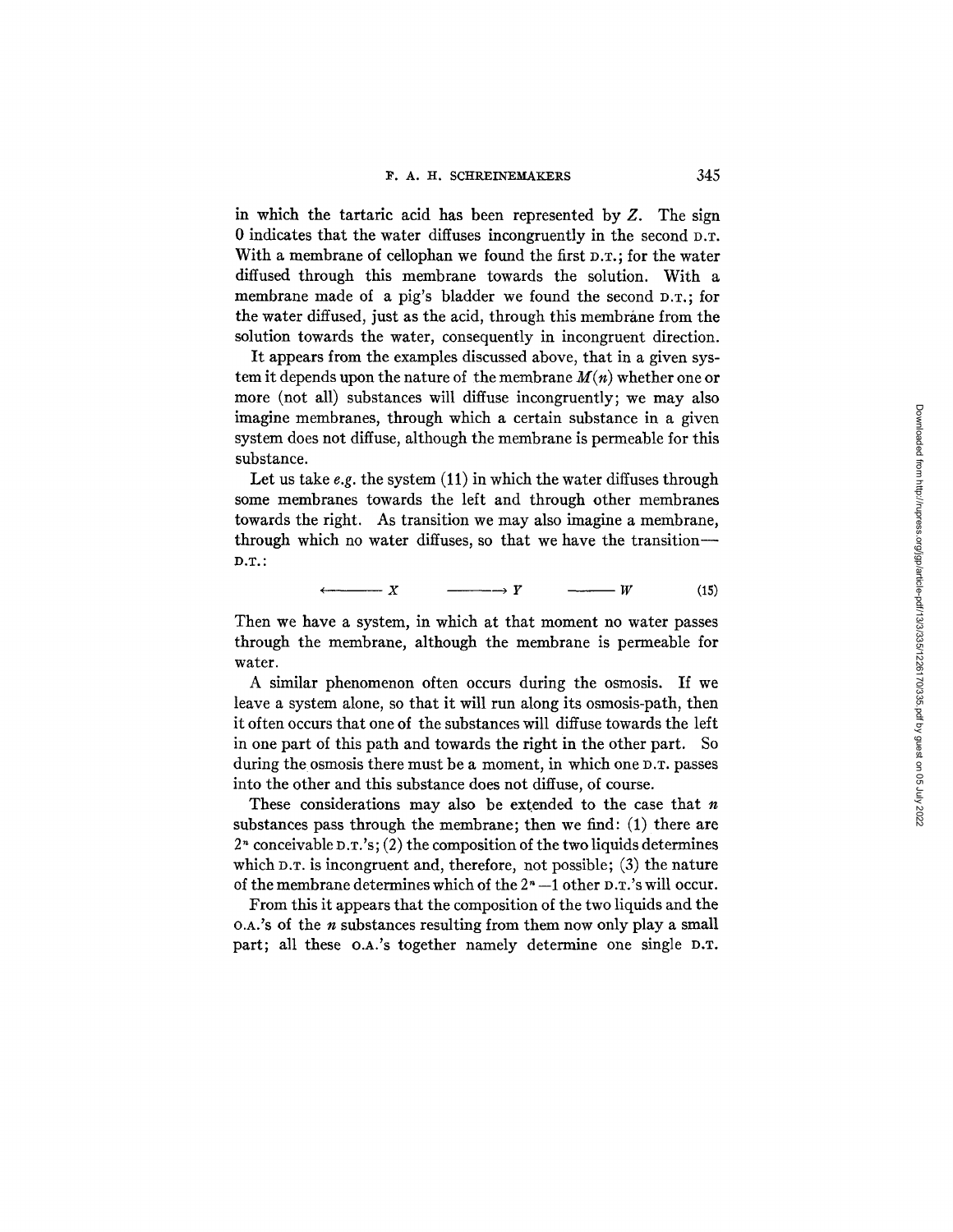in which the tartaric acid has been represented by $Z$. The sign 0 indicates that the water diffuses incongruently in the second D.T. With a membrane of cellophan we found the first D.T.; for the water diffused through this membrane towards the solution. With a membrane made of a pig's bladder we found the second D.T.; for the water diffused, just as the acid, through this membrane from the solution towards the water, consequently in incongruent direction.

It appears from the examples discussed above, that in a given system it depends upon the nature of the membrane $M(n)$ whether one or more (not all) substances will diffuse incongruently; we may also imagine membranes, through which a certain substance in a given system does not diffuse, although the membrane is permeable for this substance.

Let us take *e.g.* the system (11) in which the water diffuses through some membranes towards the left and through other membranes towards the right. As transition we may also imagine a membrane, through which no water diffuses, so that we have the transition—D.T.:

$$\longleftarrow X \qquad \longrightarrow Y \qquad \text{———} \; W \tag{15}$$

Then we have a system, in which at that moment no water passes through the membrane, although the membrane is permeable for water.

A similar phenomenon often occurs during the osmosis. If we leave a system alone, so that it will run along its osmosis-path, then it often occurs that one of the substances will diffuse towards the left in one part of this path and towards the right in the other part. So during the osmosis there must be a moment, in which one D.T. passes into the other and this substance does not diffuse, of course.

These considerations may also be extended to the case that $n$ substances pass through the membrane; then we find: (1) there are $2^n$ conceivable D.T.'s; (2) the composition of the two liquids determines which D.T. is incongruent and, therefore, not possible; (3) the nature of the membrane determines which of the $2^n - 1$ other D.T.'s will occur.

From this it appears that the composition of the two liquids and the O.A.'s of the $n$ substances resulting from them now only play a small part; all these O.A.'s together namely determine one single D.T.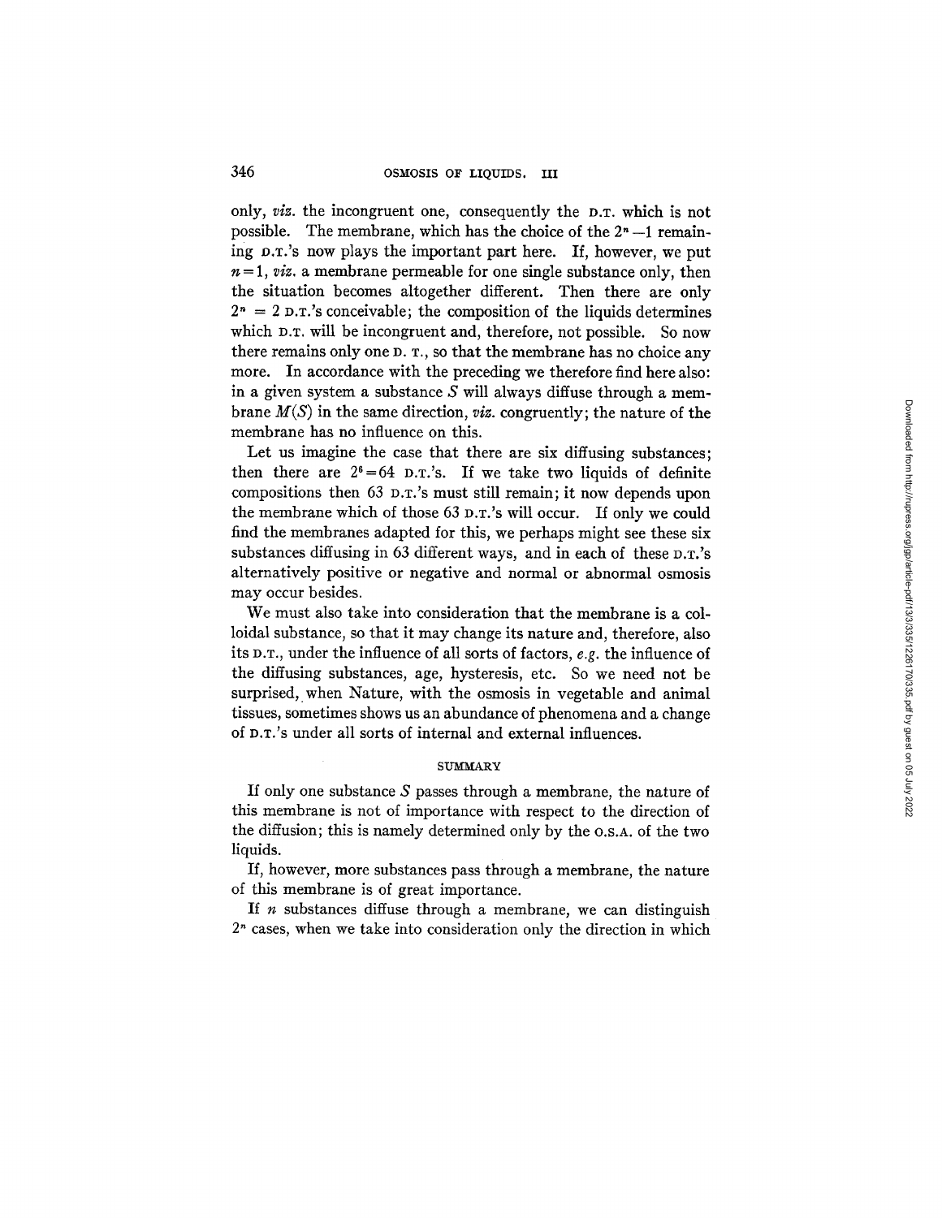only, *viz.* the incongruent one, consequently the D.T. which is not possible. The membrane, which has the choice of the $2^n - 1$ remaining D.T.'s now plays the important part here. If, however, we put $n = 1$, *viz.* a membrane permeable for one single substance only, then the situation becomes altogether different. Then there are only $2^n = 2$ D.T.'s conceivable; the composition of the liquids determines which D.T. will be incongruent and, therefore, not possible. So now there remains only one D. T., so that the membrane has no choice any more. In accordance with the preceding we therefore find here also: in a given system a substance $S$ will always diffuse through a membrane $M(S)$ in the same direction, *viz.* congruently; the nature of the membrane has no influence on this.

Let us imagine the case that there are six diffusing substances; then there are $2^6 = 64$ D.T.'s. If we take two liquids of definite compositions then 63 D.T.'s must still remain; it now depends upon the membrane which of those 63 D.T.'s will occur. If only we could find the membranes adapted for this, we perhaps might see these six substances diffusing in 63 different ways, and in each of these D.T.'s alternatively positive or negative and normal or abnormal osmosis may occur besides.

We must also take into consideration that the membrane is a colloidal substance, so that it may change its nature and, therefore, also its D.T., under the influence of all sorts of factors, *e.g.* the influence of the diffusing substances, age, hysteresis, etc. So we need not be surprised, when Nature, with the osmosis in vegetable and animal tissues, sometimes shows us an abundance of phenomena and a change of D.T.'s under all sorts of internal and external influences.

## SUMMARY

If only one substance $S$ passes through a membrane, the nature of this membrane is not of importance with respect to the direction of the diffusion; this is namely determined only by the O.S.A. of the two liquids.

If, however, more substances pass through a membrane, the nature of this membrane is of great importance.

If $n$ substances diffuse through a membrane, we can distinguish $2^n$ cases, when we take into consideration only the direction in which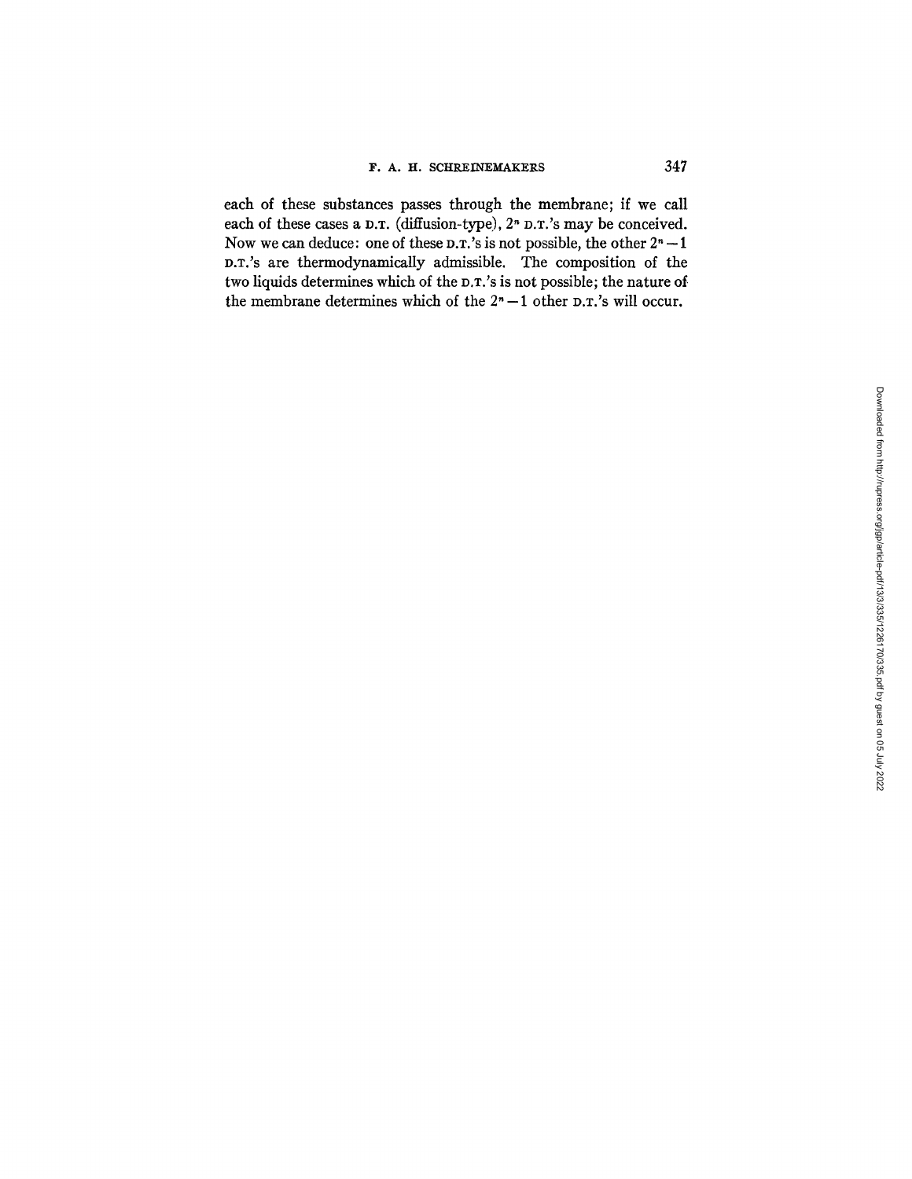each of these substances passes through the membrane; if we call each of these cases a D.T. (diffusion-type), $2^n$ D.T.'s may be conceived. Now we can deduce: one of these D.T.'s is not possible, the other $2^n - 1$ D.T.'s are thermodynamically admissible. The composition of the two liquids determines which of the D.T.'s is not possible; the nature of the membrane determines which of the $2^n - 1$ other D.T.'s will occur.